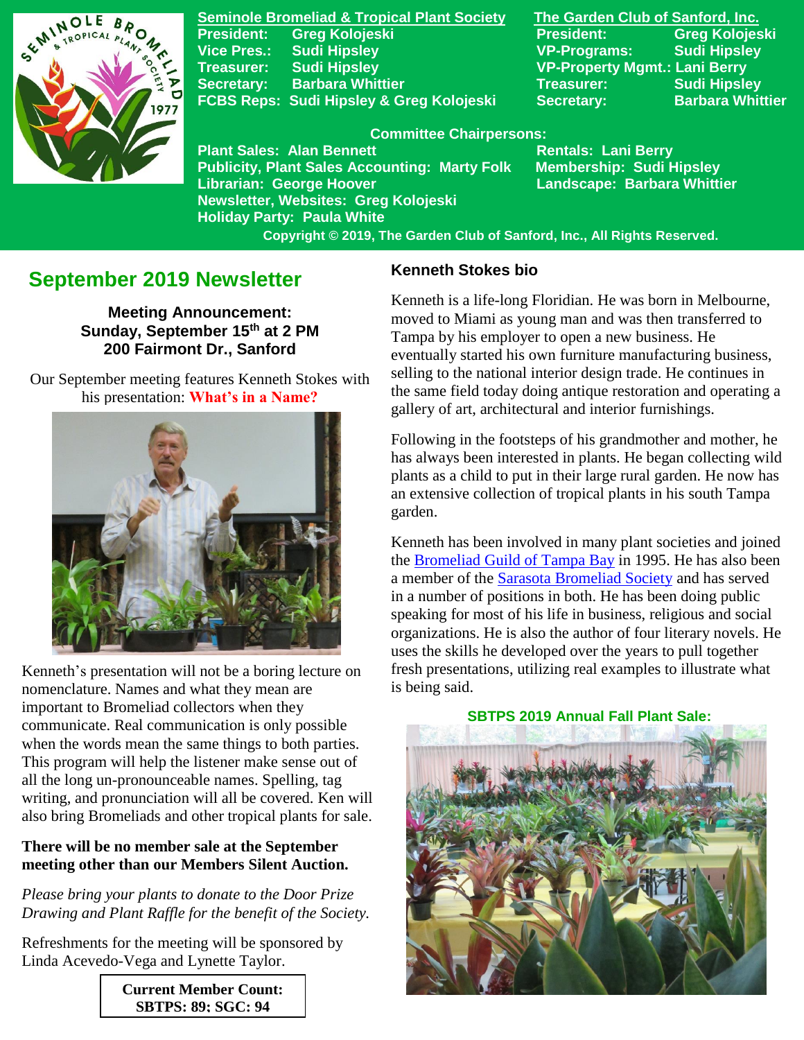**Seminole Bromeliad & Tropical Plant Society**

President: Greg Kolojeski
Vice Pres.: Sudi Hipsley
Treasurer: Sudi Hipsley
Secretary: Barbara Whittier
FCBS Reps: Sudi Hipsley & Greg Kolojeski

**The Garden Club of Sanford, Inc.**

President: Greg Kolojeski
VP-Programs: Sudi Hipsley
VP-Property Mgmt.: Lani Berry
Treasurer: Sudi Hipsley
Secretary: Barbara Whittier

**Committee Chairpersons:**

Plant Sales: Alan Bennett
Publicity, Plant Sales Accounting: Marty Folk
Librarian: George Hoover
Newsletter, Websites: Greg Kolojeski
Holiday Party: Paula White
Rentals: Lani Berry
Membership: Sudi Hipsley
Landscape: Barbara Whittier

Copyright © 2019, The Garden Club of Sanford, Inc., All Rights Reserved.

# September 2019 Newsletter

**Meeting Announcement:**
**Sunday, September 15th at 2 PM**
**200 Fairmont Dr., Sanford**

Our September meeting features Kenneth Stokes with his presentation: **What's in a Name?**

Kenneth's presentation will not be a boring lecture on nomenclature. Names and what they mean are important to Bromeliad collectors when they communicate. Real communication is only possible when the words mean the same things to both parties. This program will help the listener make sense out of all the long un-pronounceable names. Spelling, tag writing, and pronunciation will all be covered. Ken will also bring Bromeliads and other tropical plants for sale.

**There will be no member sale at the September meeting other than our Members Silent Auction.**

*Please bring your plants to donate to the Door Prize Drawing and Plant Raffle for the benefit of the Society.*

Refreshments for the meeting will be sponsored by Linda Acevedo-Vega and Lynette Taylor.

**Current Member Count:**
**SBTPS: 89; SGC: 94**

## Kenneth Stokes bio

Kenneth is a life-long Floridian. He was born in Melbourne, moved to Miami as young man and was then transferred to Tampa by his employer to open a new business. He eventually started his own furniture manufacturing business, selling to the national interior design trade. He continues in the same field today doing antique restoration and operating a gallery of art, architectural and interior furnishings.

Following in the footsteps of his grandmother and mother, he has always been interested in plants. He began collecting wild plants as a child to put in their large rural garden. He now has an extensive collection of tropical plants in his south Tampa garden.

Kenneth has been involved in many plant societies and joined the Bromeliad Guild of Tampa Bay in 1995. He has also been a member of the Sarasota Bromeliad Society and has served in a number of positions in both. He has been doing public speaking for most of his life in business, religious and social organizations. He is also the author of four literary novels. He uses the skills he developed over the years to pull together fresh presentations, utilizing real examples to illustrate what is being said.

**SBTPS 2019 Annual Fall Plant Sale:**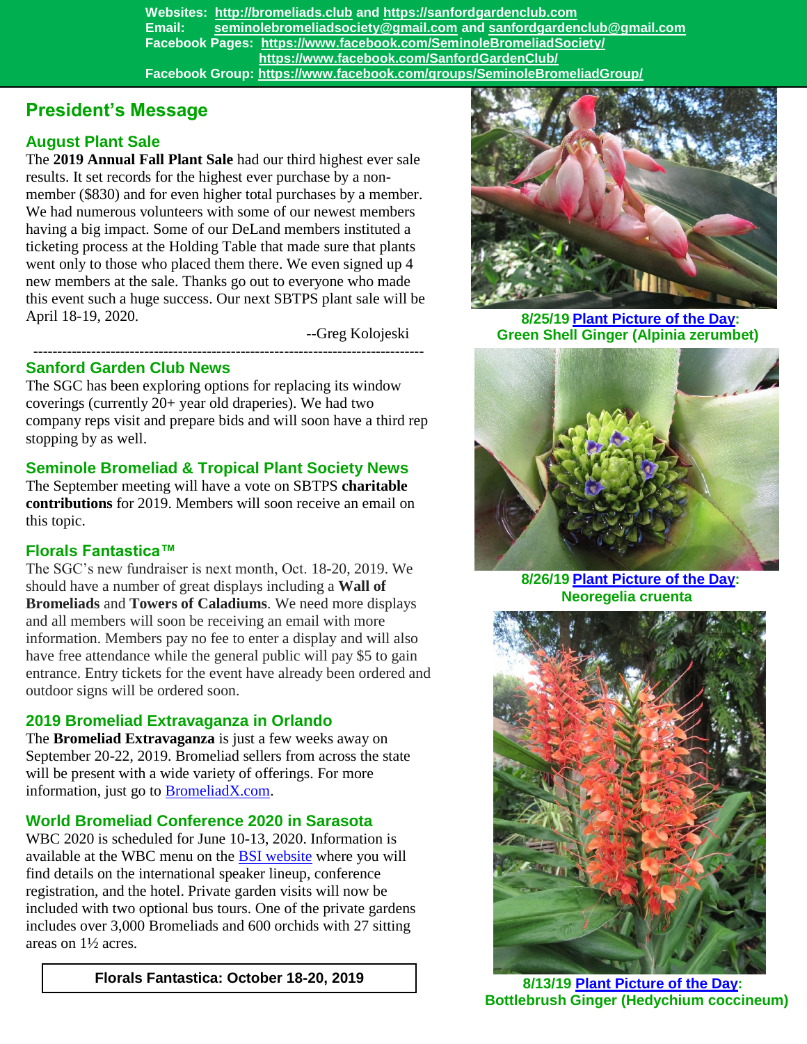**Websites:** http://bromeliads.club and https://sanfordgardenclub.com
**Email:** seminolebromeliadsociety@gmail.com and sanfordgardenclub@gmail.com
**Facebook Pages:** https://www.facebook.com/SeminoleBromeliadSociety/
https://www.facebook.com/SanfordGardenClub/
**Facebook Group:** https://www.facebook.com/groups/SeminoleBromeliadGroup/

## President's Message

### August Plant Sale

The **2019 Annual Fall Plant Sale** had our third highest ever sale results. It set records for the highest ever purchase by a non-member ($830) and for even higher total purchases by a member. We had numerous volunteers with some of our newest members having a big impact. Some of our DeLand members instituted a ticketing process at the Holding Table that made sure that plants went only to those who placed them there. We even signed up 4 new members at the sale. Thanks go out to everyone who made this event such a huge success. Our next SBTPS plant sale will be April 18-19, 2020.

--Greg Kolojeski

---

### Sanford Garden Club News

The SGC has been exploring options for replacing its window coverings (currently 20+ year old draperies). We had two company reps visit and prepare bids and will soon have a third rep stopping by as well.

### Seminole Bromeliad & Tropical Plant Society News

The September meeting will have a vote on SBTPS **charitable contributions** for 2019. Members will soon receive an email on this topic.

### Florals Fantastica™

The SGC's new fundraiser is next month, Oct. 18-20, 2019. We should have a number of great displays including a **Wall of Bromeliads** and **Towers of Caladiums**. We need more displays and all members will soon be receiving an email with more information. Members pay no fee to enter a display and will also have free attendance while the general public will pay $5 to gain entrance. Entry tickets for the event have already been ordered and outdoor signs will be ordered soon.

### 2019 Bromeliad Extravaganza in Orlando

The **Bromeliad Extravaganza** is just a few weeks away on September 20-22, 2019. Bromeliad sellers from across the state will be present with a wide variety of offerings. For more information, just go to BromeliadX.com.

### World Bromeliad Conference 2020 in Sarasota

WBC 2020 is scheduled for June 10-13, 2020. Information is available at the WBC menu on the BSI website where you will find details on the international speaker lineup, conference registration, and the hotel. Private garden visits will now be included with two optional bus tours. One of the private gardens includes over 3,000 Bromeliads and 600 orchids with 27 sitting areas on 1½ acres.

**Florals Fantastica: October 18-20, 2019**

**8/25/19 Plant Picture of the Day: Green Shell Ginger (Alpinia zerumbet)**

**8/26/19 Plant Picture of the Day: Neoregelia cruenta**

**8/13/19 Plant Picture of the Day: Bottlebrush Ginger (Hedychium coccineum)**